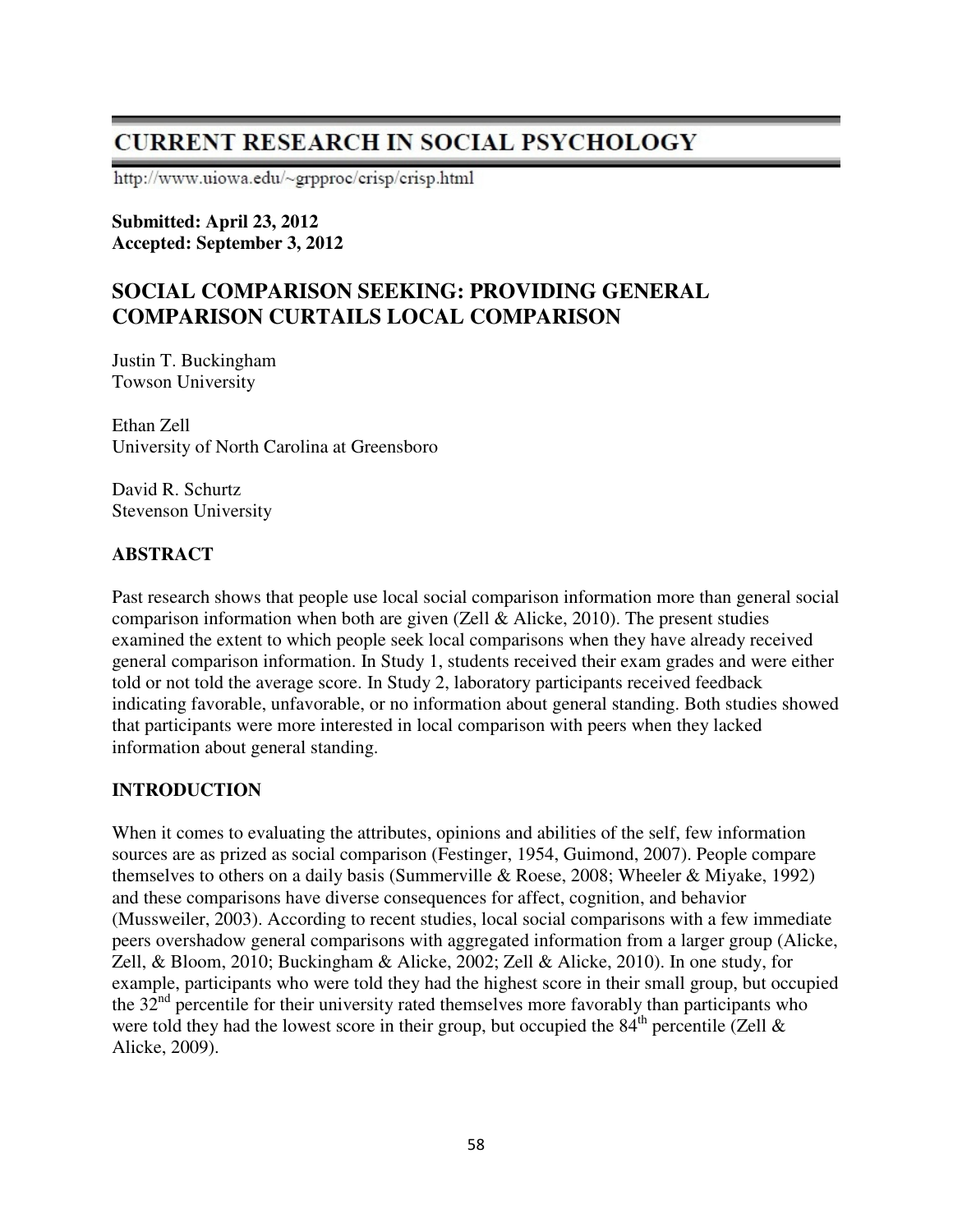# CURRENT RESEARCH IN SOCIAL PSYCHOLOGY

http://www.uiowa.edu/~grpproc/crisp/crisp.html

**Submitted: April 23, 2012**
**Accepted: September 3, 2012**

## SOCIAL COMPARISON SEEKING: PROVIDING GENERAL COMPARISON CURTAILS LOCAL COMPARISON

Justin T. Buckingham
Towson University

Ethan Zell
University of North Carolina at Greensboro

David R. Schurtz
Stevenson University

### ABSTRACT

Past research shows that people use local social comparison information more than general social comparison information when both are given (Zell & Alicke, 2010). The present studies examined the extent to which people seek local comparisons when they have already received general comparison information. In Study 1, students received their exam grades and were either told or not told the average score. In Study 2, laboratory participants received feedback indicating favorable, unfavorable, or no information about general standing. Both studies showed that participants were more interested in local comparison with peers when they lacked information about general standing.

### INTRODUCTION

When it comes to evaluating the attributes, opinions and abilities of the self, few information sources are as prized as social comparison (Festinger, 1954, Guimond, 2007). People compare themselves to others on a daily basis (Summerville & Roese, 2008; Wheeler & Miyake, 1992) and these comparisons have diverse consequences for affect, cognition, and behavior (Mussweiler, 2003). According to recent studies, local social comparisons with a few immediate peers overshadow general comparisons with aggregated information from a larger group (Alicke, Zell, & Bloom, 2010; Buckingham & Alicke, 2002; Zell & Alicke, 2010). In one study, for example, participants who were told they had the highest score in their small group, but occupied the 32nd percentile for their university rated themselves more favorably than participants who were told they had the lowest score in their group, but occupied the 84th percentile (Zell & Alicke, 2009).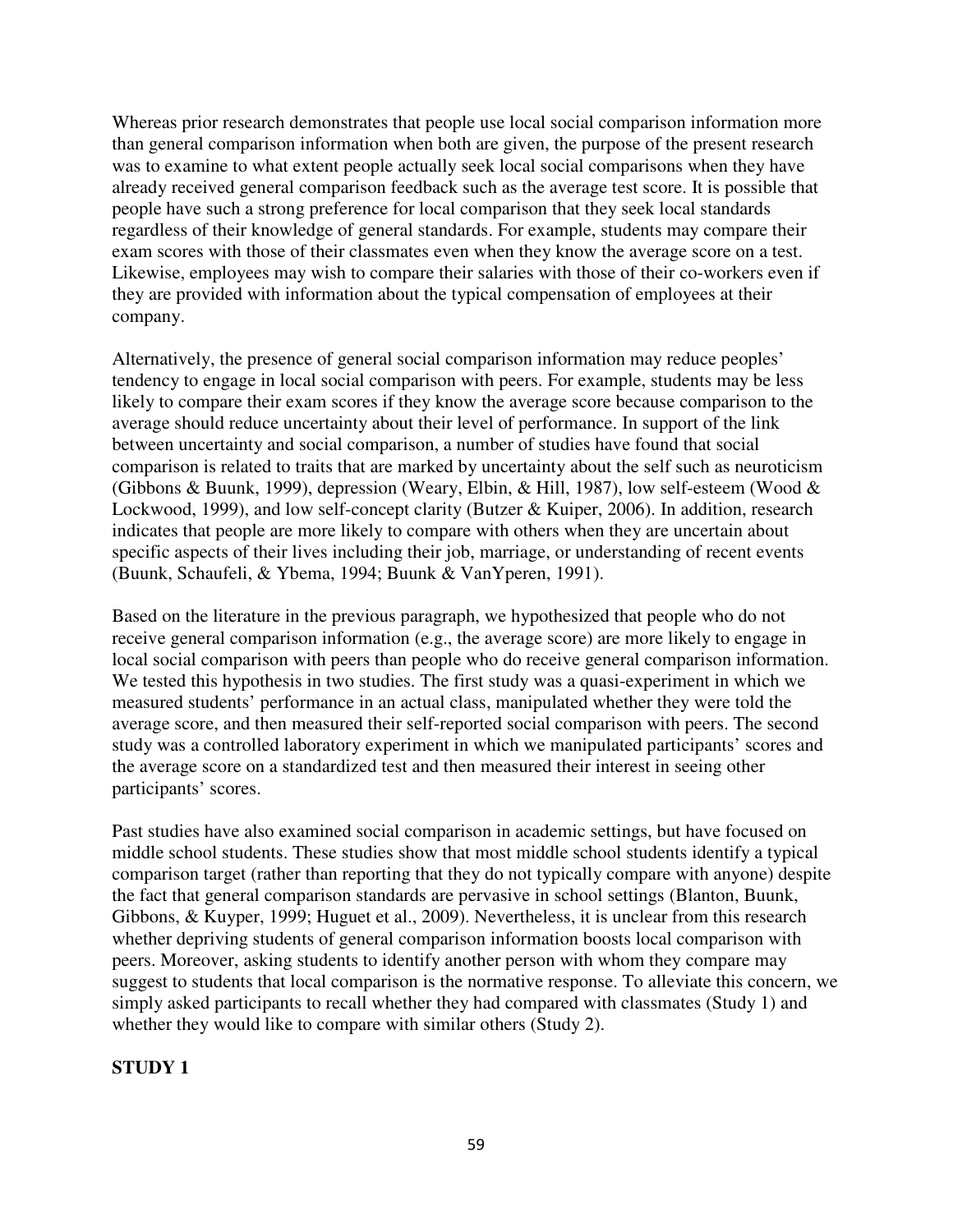Whereas prior research demonstrates that people use local social comparison information more than general comparison information when both are given, the purpose of the present research was to examine to what extent people actually seek local social comparisons when they have already received general comparison feedback such as the average test score. It is possible that people have such a strong preference for local comparison that they seek local standards regardless of their knowledge of general standards. For example, students may compare their exam scores with those of their classmates even when they know the average score on a test. Likewise, employees may wish to compare their salaries with those of their co-workers even if they are provided with information about the typical compensation of employees at their company.

Alternatively, the presence of general social comparison information may reduce peoples' tendency to engage in local social comparison with peers. For example, students may be less likely to compare their exam scores if they know the average score because comparison to the average should reduce uncertainty about their level of performance. In support of the link between uncertainty and social comparison, a number of studies have found that social comparison is related to traits that are marked by uncertainty about the self such as neuroticism (Gibbons & Buunk, 1999), depression (Weary, Elbin, & Hill, 1987), low self-esteem (Wood & Lockwood, 1999), and low self-concept clarity (Butzer & Kuiper, 2006). In addition, research indicates that people are more likely to compare with others when they are uncertain about specific aspects of their lives including their job, marriage, or understanding of recent events (Buunk, Schaufeli, & Ybema, 1994; Buunk & VanYperen, 1991).

Based on the literature in the previous paragraph, we hypothesized that people who do not receive general comparison information (e.g., the average score) are more likely to engage in local social comparison with peers than people who do receive general comparison information. We tested this hypothesis in two studies. The first study was a quasi-experiment in which we measured students' performance in an actual class, manipulated whether they were told the average score, and then measured their self-reported social comparison with peers. The second study was a controlled laboratory experiment in which we manipulated participants' scores and the average score on a standardized test and then measured their interest in seeing other participants' scores.

Past studies have also examined social comparison in academic settings, but have focused on middle school students. These studies show that most middle school students identify a typical comparison target (rather than reporting that they do not typically compare with anyone) despite the fact that general comparison standards are pervasive in school settings (Blanton, Buunk, Gibbons, & Kuyper, 1999; Huguet et al., 2009). Nevertheless, it is unclear from this research whether depriving students of general comparison information boosts local comparison with peers. Moreover, asking students to identify another person with whom they compare may suggest to students that local comparison is the normative response. To alleviate this concern, we simply asked participants to recall whether they had compared with classmates (Study 1) and whether they would like to compare with similar others (Study 2).

## STUDY 1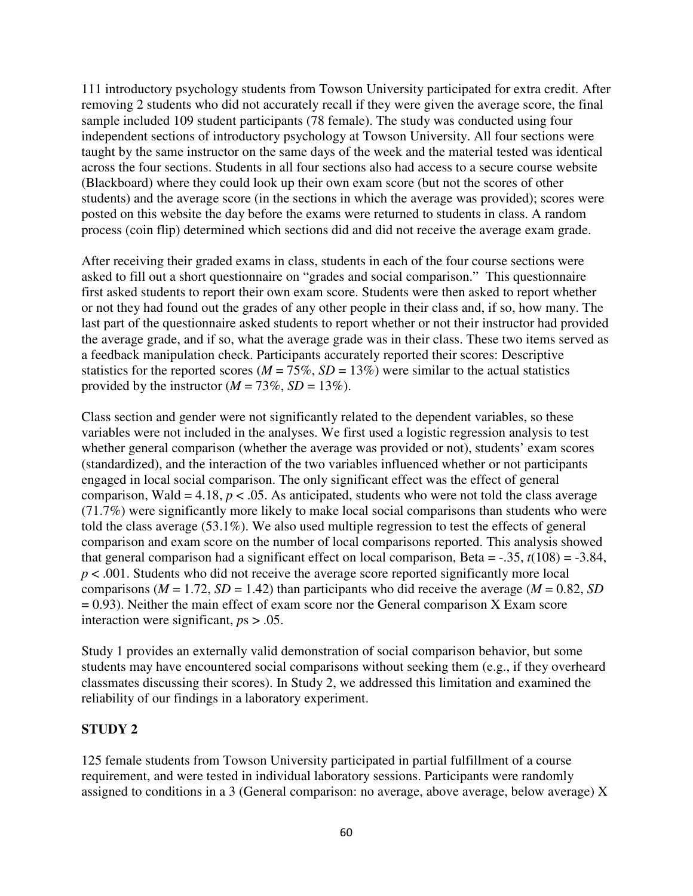111 introductory psychology students from Towson University participated for extra credit. After removing 2 students who did not accurately recall if they were given the average score, the final sample included 109 student participants (78 female). The study was conducted using four independent sections of introductory psychology at Towson University. All four sections were taught by the same instructor on the same days of the week and the material tested was identical across the four sections. Students in all four sections also had access to a secure course website (Blackboard) where they could look up their own exam score (but not the scores of other students) and the average score (in the sections in which the average was provided); scores were posted on this website the day before the exams were returned to students in class. A random process (coin flip) determined which sections did and did not receive the average exam grade.

After receiving their graded exams in class, students in each of the four course sections were asked to fill out a short questionnaire on "grades and social comparison." This questionnaire first asked students to report their own exam score. Students were then asked to report whether or not they had found out the grades of any other people in their class and, if so, how many. The last part of the questionnaire asked students to report whether or not their instructor had provided the average grade, and if so, what the average grade was in their class. These two items served as a feedback manipulation check. Participants accurately reported their scores: Descriptive statistics for the reported scores ($M$ = 75%, $SD$ = 13%) were similar to the actual statistics provided by the instructor ($M$ = 73%, $SD$ = 13%).

Class section and gender were not significantly related to the dependent variables, so these variables were not included in the analyses. We first used a logistic regression analysis to test whether general comparison (whether the average was provided or not), students' exam scores (standardized), and the interaction of the two variables influenced whether or not participants engaged in local social comparison. The only significant effect was the effect of general comparison, Wald = 4.18, $p < .05$. As anticipated, students who were not told the class average (71.7%) were significantly more likely to make local social comparisons than students who were told the class average (53.1%). We also used multiple regression to test the effects of general comparison and exam score on the number of local comparisons reported. This analysis showed that general comparison had a significant effect on local comparison, Beta = -.35, $t(108) = -3.84$, $p < .001$. Students who did not receive the average score reported significantly more local comparisons ($M$ = 1.72, $SD$ = 1.42) than participants who did receive the average ($M$ = 0.82, $SD$ = 0.93). Neither the main effect of exam score nor the General comparison X Exam score interaction were significant, $p$s > .05.

Study 1 provides an externally valid demonstration of social comparison behavior, but some students may have encountered social comparisons without seeking them (e.g., if they overheard classmates discussing their scores). In Study 2, we addressed this limitation and examined the reliability of our findings in a laboratory experiment.

**STUDY 2**

125 female students from Towson University participated in partial fulfillment of a course requirement, and were tested in individual laboratory sessions. Participants were randomly assigned to conditions in a 3 (General comparison: no average, above average, below average) X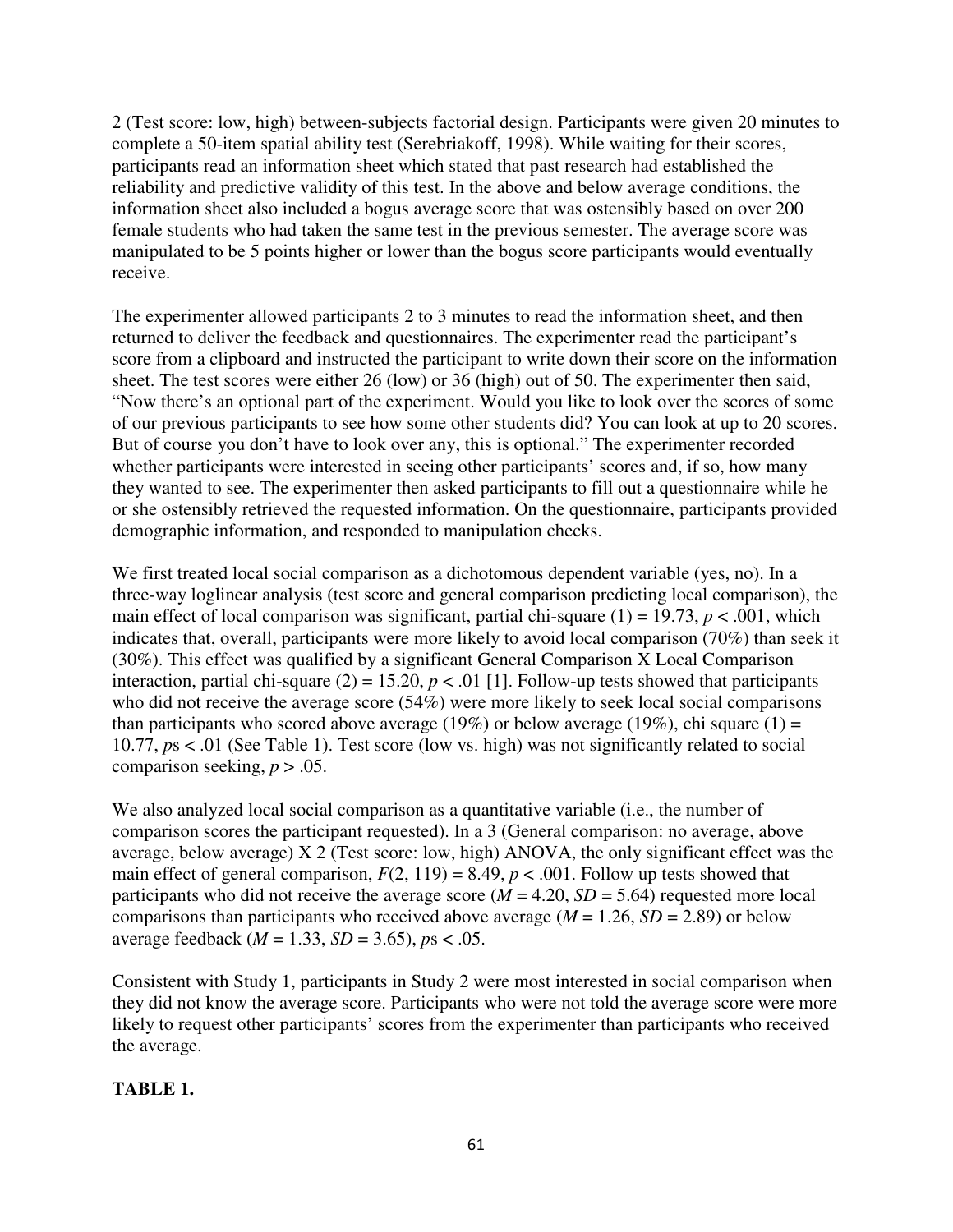2 (Test score: low, high) between-subjects factorial design. Participants were given 20 minutes to complete a 50-item spatial ability test (Serebriakoff, 1998). While waiting for their scores, participants read an information sheet which stated that past research had established the reliability and predictive validity of this test. In the above and below average conditions, the information sheet also included a bogus average score that was ostensibly based on over 200 female students who had taken the same test in the previous semester. The average score was manipulated to be 5 points higher or lower than the bogus score participants would eventually receive.

The experimenter allowed participants 2 to 3 minutes to read the information sheet, and then returned to deliver the feedback and questionnaires. The experimenter read the participant's score from a clipboard and instructed the participant to write down their score on the information sheet. The test scores were either 26 (low) or 36 (high) out of 50. The experimenter then said, "Now there's an optional part of the experiment. Would you like to look over the scores of some of our previous participants to see how some other students did? You can look at up to 20 scores. But of course you don't have to look over any, this is optional." The experimenter recorded whether participants were interested in seeing other participants' scores and, if so, how many they wanted to see. The experimenter then asked participants to fill out a questionnaire while he or she ostensibly retrieved the requested information. On the questionnaire, participants provided demographic information, and responded to manipulation checks.

We first treated local social comparison as a dichotomous dependent variable (yes, no). In a three-way loglinear analysis (test score and general comparison predicting local comparison), the main effect of local comparison was significant, partial chi-square (1) = 19.73, $p < .001$, which indicates that, overall, participants were more likely to avoid local comparison (70%) than seek it (30%). This effect was qualified by a significant General Comparison X Local Comparison interaction, partial chi-square (2) = 15.20, $p < .01$ [1]. Follow-up tests showed that participants who did not receive the average score (54%) were more likely to seek local social comparisons than participants who scored above average (19%) or below average (19%), chi square (1) = 10.77, *p*s < .01 (See Table 1). Test score (low vs. high) was not significantly related to social comparison seeking, $p > .05$.

We also analyzed local social comparison as a quantitative variable (i.e., the number of comparison scores the participant requested). In a 3 (General comparison: no average, above average, below average) X 2 (Test score: low, high) ANOVA, the only significant effect was the main effect of general comparison, $F(2, 119) = 8.49$, $p < .001$. Follow up tests showed that participants who did not receive the average score ($M = 4.20$, $SD = 5.64$) requested more local comparisons than participants who received above average ($M = 1.26$, $SD = 2.89$) or below average feedback ($M = 1.33$, $SD = 3.65$), *p*s < .05.

Consistent with Study 1, participants in Study 2 were most interested in social comparison when they did not know the average score. Participants who were not told the average score were more likely to request other participants' scores from the experimenter than participants who received the average.

**TABLE 1.**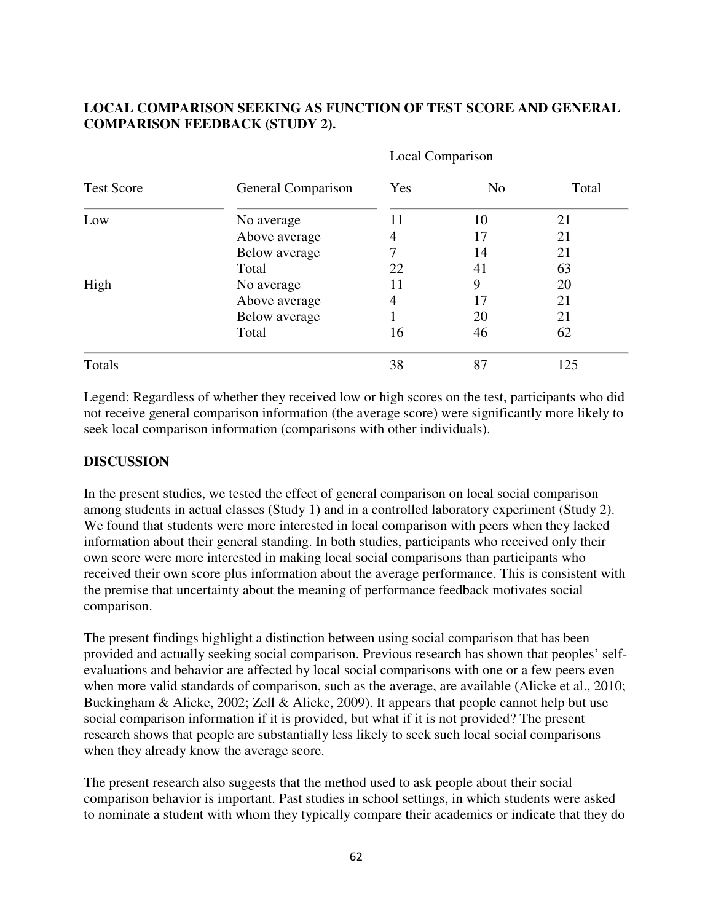**LOCAL COMPARISON SEEKING AS FUNCTION OF TEST SCORE AND GENERAL COMPARISON FEEDBACK (STUDY 2).**

| | | Local Comparison | | |
|---|---|---|---|---|
| Test Score | General Comparison | Yes | No | Total |
| Low | No average | 11 | 10 | 21 |
| | Above average | 4 | 17 | 21 |
| | Below average | 7 | 14 | 21 |
| | Total | 22 | 41 | 63 |
| High | No average | 11 | 9 | 20 |
| | Above average | 4 | 17 | 21 |
| | Below average | 1 | 20 | 21 |
| | Total | 16 | 46 | 62 |
| Totals | | 38 | 87 | 125 |

Legend: Regardless of whether they received low or high scores on the test, participants who did not receive general comparison information (the average score) were significantly more likely to seek local comparison information (comparisons with other individuals).

**DISCUSSION**

In the present studies, we tested the effect of general comparison on local social comparison among students in actual classes (Study 1) and in a controlled laboratory experiment (Study 2). We found that students were more interested in local comparison with peers when they lacked information about their general standing. In both studies, participants who received only their own score were more interested in making local social comparisons than participants who received their own score plus information about the average performance. This is consistent with the premise that uncertainty about the meaning of performance feedback motivates social comparison.

The present findings highlight a distinction between using social comparison that has been provided and actually seeking social comparison. Previous research has shown that peoples' self-evaluations and behavior are affected by local social comparisons with one or a few peers even when more valid standards of comparison, such as the average, are available (Alicke et al., 2010; Buckingham & Alicke, 2002; Zell & Alicke, 2009). It appears that people cannot help but use social comparison information if it is provided, but what if it is not provided? The present research shows that people are substantially less likely to seek such local social comparisons when they already know the average score.

The present research also suggests that the method used to ask people about their social comparison behavior is important. Past studies in school settings, in which students were asked to nominate a student with whom they typically compare their academics or indicate that they do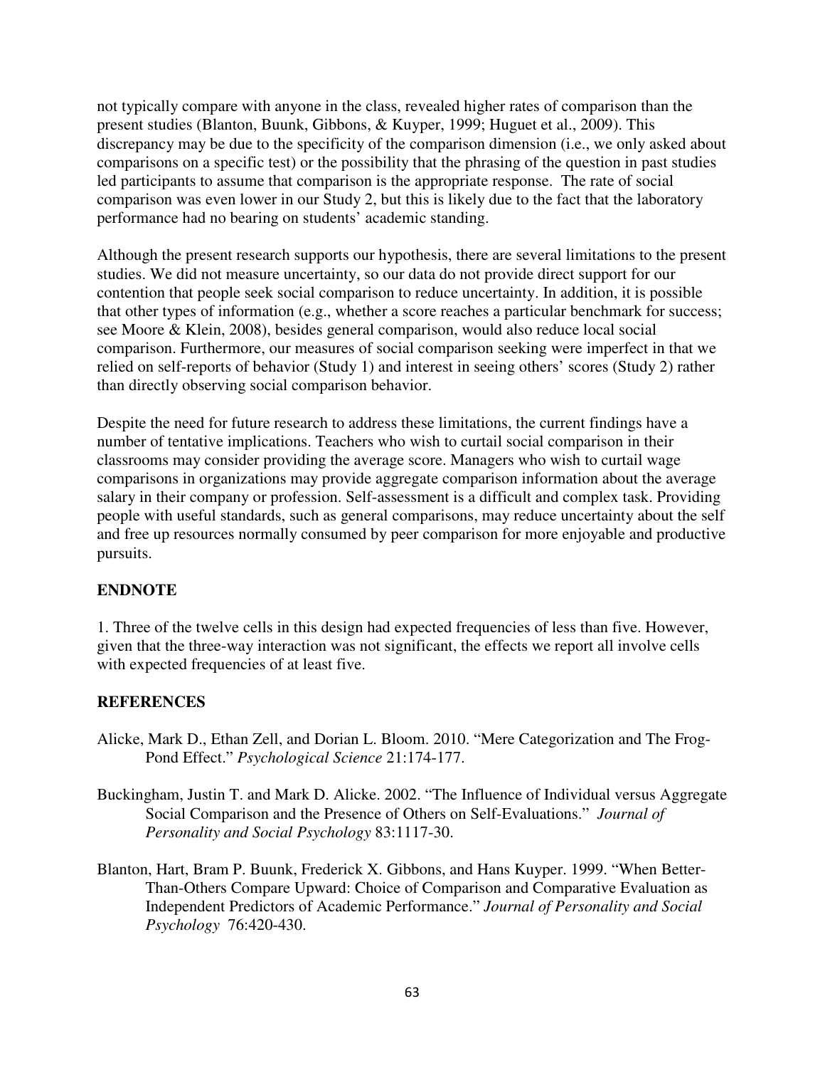not typically compare with anyone in the class, revealed higher rates of comparison than the present studies (Blanton, Buunk, Gibbons, & Kuyper, 1999; Huguet et al., 2009). This discrepancy may be due to the specificity of the comparison dimension (i.e., we only asked about comparisons on a specific test) or the possibility that the phrasing of the question in past studies led participants to assume that comparison is the appropriate response. The rate of social comparison was even lower in our Study 2, but this is likely due to the fact that the laboratory performance had no bearing on students' academic standing.

Although the present research supports our hypothesis, there are several limitations to the present studies. We did not measure uncertainty, so our data do not provide direct support for our contention that people seek social comparison to reduce uncertainty. In addition, it is possible that other types of information (e.g., whether a score reaches a particular benchmark for success; see Moore & Klein, 2008), besides general comparison, would also reduce local social comparison. Furthermore, our measures of social comparison seeking were imperfect in that we relied on self-reports of behavior (Study 1) and interest in seeing others' scores (Study 2) rather than directly observing social comparison behavior.

Despite the need for future research to address these limitations, the current findings have a number of tentative implications. Teachers who wish to curtail social comparison in their classrooms may consider providing the average score. Managers who wish to curtail wage comparisons in organizations may provide aggregate comparison information about the average salary in their company or profession. Self-assessment is a difficult and complex task. Providing people with useful standards, such as general comparisons, may reduce uncertainty about the self and free up resources normally consumed by peer comparison for more enjoyable and productive pursuits.

## ENDNOTE

1. Three of the twelve cells in this design had expected frequencies of less than five. However, given that the three-way interaction was not significant, the effects we report all involve cells with expected frequencies of at least five.

## REFERENCES

Alicke, Mark D., Ethan Zell, and Dorian L. Bloom. 2010. "Mere Categorization and The Frog-Pond Effect." *Psychological Science* 21:174-177.

Buckingham, Justin T. and Mark D. Alicke. 2002. "The Influence of Individual versus Aggregate Social Comparison and the Presence of Others on Self-Evaluations." *Journal of Personality and Social Psychology* 83:1117-30.

Blanton, Hart, Bram P. Buunk, Frederick X. Gibbons, and Hans Kuyper. 1999. "When Better-Than-Others Compare Upward: Choice of Comparison and Comparative Evaluation as Independent Predictors of Academic Performance." *Journal of Personality and Social Psychology* 76:420-430.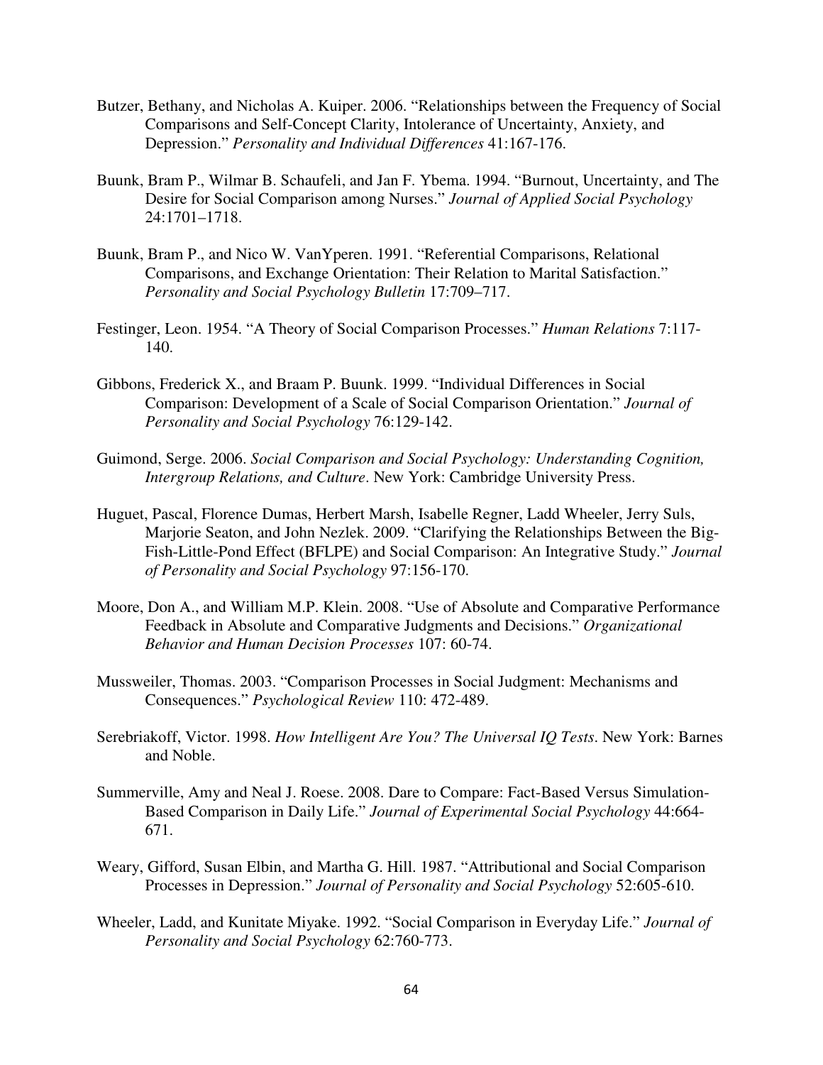Butzer, Bethany, and Nicholas A. Kuiper. 2006. "Relationships between the Frequency of Social Comparisons and Self-Concept Clarity, Intolerance of Uncertainty, Anxiety, and Depression." *Personality and Individual Differences* 41:167-176.

Buunk, Bram P., Wilmar B. Schaufeli, and Jan F. Ybema. 1994. "Burnout, Uncertainty, and The Desire for Social Comparison among Nurses." *Journal of Applied Social Psychology* 24:1701–1718.

Buunk, Bram P., and Nico W. VanYperen. 1991. "Referential Comparisons, Relational Comparisons, and Exchange Orientation: Their Relation to Marital Satisfaction." *Personality and Social Psychology Bulletin* 17:709–717.

Festinger, Leon. 1954. "A Theory of Social Comparison Processes." *Human Relations* 7:117-140.

Gibbons, Frederick X., and Braam P. Buunk. 1999. "Individual Differences in Social Comparison: Development of a Scale of Social Comparison Orientation." *Journal of Personality and Social Psychology* 76:129-142.

Guimond, Serge. 2006. *Social Comparison and Social Psychology: Understanding Cognition, Intergroup Relations, and Culture*. New York: Cambridge University Press.

Huguet, Pascal, Florence Dumas, Herbert Marsh, Isabelle Regner, Ladd Wheeler, Jerry Suls, Marjorie Seaton, and John Nezlek. 2009. "Clarifying the Relationships Between the Big-Fish-Little-Pond Effect (BFLPE) and Social Comparison: An Integrative Study." *Journal of Personality and Social Psychology* 97:156-170.

Moore, Don A., and William M.P. Klein. 2008. "Use of Absolute and Comparative Performance Feedback in Absolute and Comparative Judgments and Decisions." *Organizational Behavior and Human Decision Processes* 107: 60-74.

Mussweiler, Thomas. 2003. "Comparison Processes in Social Judgment: Mechanisms and Consequences." *Psychological Review* 110: 472-489.

Serebriakoff, Victor. 1998. *How Intelligent Are You? The Universal IQ Tests*. New York: Barnes and Noble.

Summerville, Amy and Neal J. Roese. 2008. Dare to Compare: Fact-Based Versus Simulation-Based Comparison in Daily Life." *Journal of Experimental Social Psychology* 44:664-671.

Weary, Gifford, Susan Elbin, and Martha G. Hill. 1987. "Attributional and Social Comparison Processes in Depression." *Journal of Personality and Social Psychology* 52:605-610.

Wheeler, Ladd, and Kunitate Miyake. 1992. "Social Comparison in Everyday Life." *Journal of Personality and Social Psychology* 62:760-773.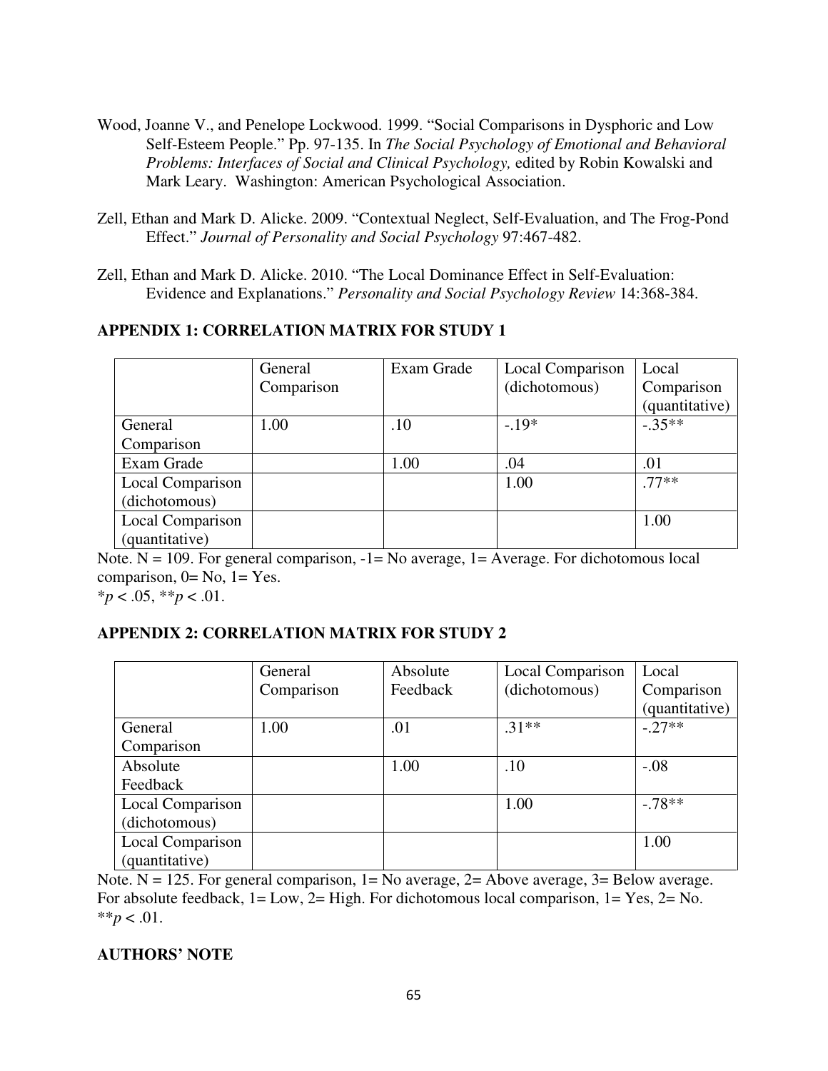Wood, Joanne V., and Penelope Lockwood. 1999. "Social Comparisons in Dysphoric and Low Self-Esteem People." Pp. 97-135. In *The Social Psychology of Emotional and Behavioral Problems: Interfaces of Social and Clinical Psychology,* edited by Robin Kowalski and Mark Leary. Washington: American Psychological Association.

Zell, Ethan and Mark D. Alicke. 2009. "Contextual Neglect, Self-Evaluation, and The Frog-Pond Effect." *Journal of Personality and Social Psychology* 97:467-482.

Zell, Ethan and Mark D. Alicke. 2010. "The Local Dominance Effect in Self-Evaluation: Evidence and Explanations." *Personality and Social Psychology Review* 14:368-384.

## APPENDIX 1: CORRELATION MATRIX FOR STUDY 1

| | General Comparison | Exam Grade | Local Comparison (dichotomous) | Local Comparison (quantitative) |
|---|---|---|---|---|
| General Comparison | 1.00 | .10 | -.19* | -.35** |
| Exam Grade | | 1.00 | .04 | .01 |
| Local Comparison (dichotomous) | | | 1.00 | .77** |
| Local Comparison (quantitative) | | | | 1.00 |

Note. N = 109. For general comparison, -1= No average, 1= Average. For dichotomous local comparison, 0= No, 1= Yes.
\*$p < .05$, \*\*$p < .01$.

## APPENDIX 2: CORRELATION MATRIX FOR STUDY 2

| | General Comparison | Absolute Feedback | Local Comparison (dichotomous) | Local Comparison (quantitative) |
|---|---|---|---|---|
| General Comparison | 1.00 | .01 | .31** | -.27** |
| Absolute Feedback | | 1.00 | .10 | -.08 |
| Local Comparison (dichotomous) | | | 1.00 | -.78** |
| Local Comparison (quantitative) | | | | 1.00 |

Note. N = 125. For general comparison, 1= No average, 2= Above average, 3= Below average. For absolute feedback, 1= Low, 2= High. For dichotomous local comparison, 1= Yes, 2= No.
\*\*$p < .01$.

## AUTHORS' NOTE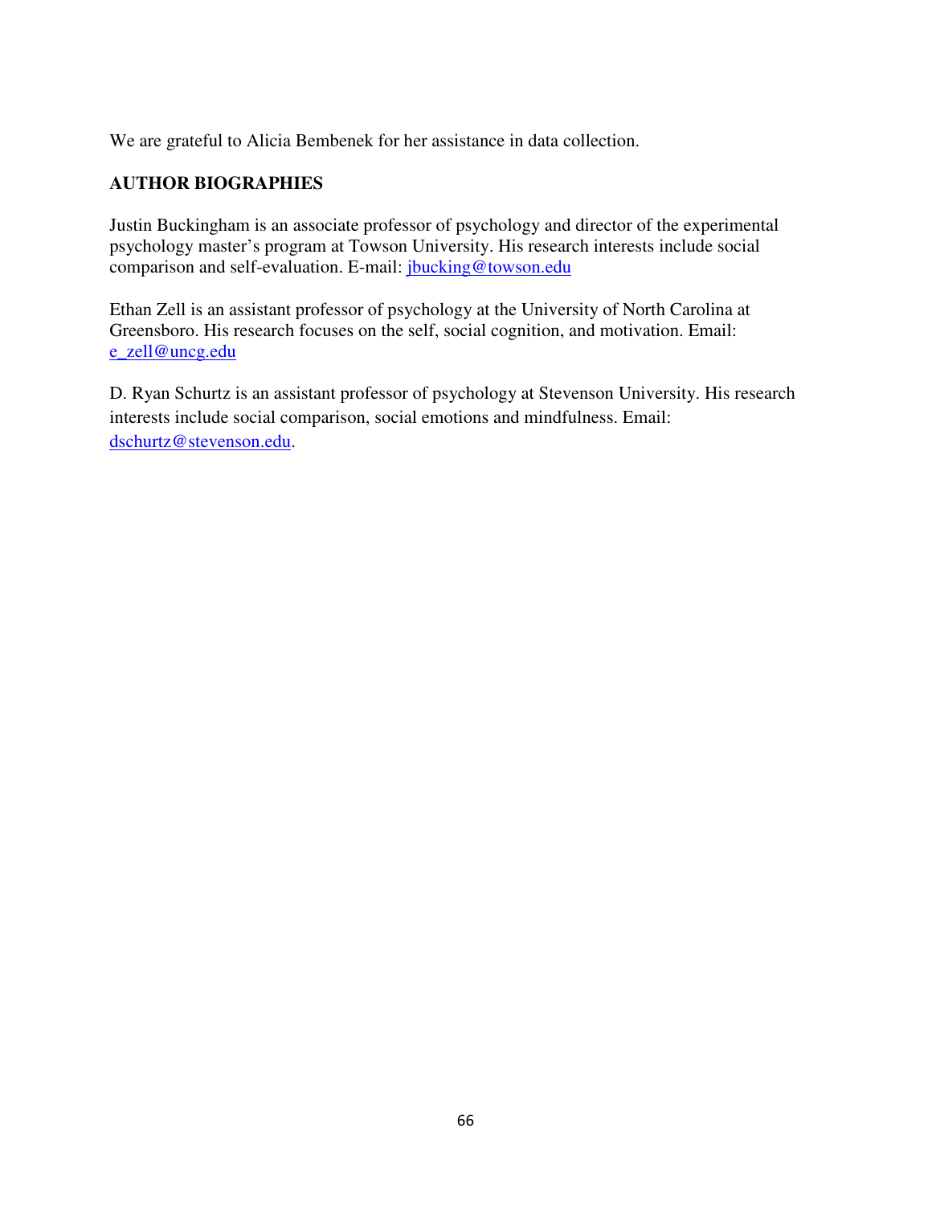We are grateful to Alicia Bembenek for her assistance in data collection.

## AUTHOR BIOGRAPHIES

Justin Buckingham is an associate professor of psychology and director of the experimental psychology master's program at Towson University. His research interests include social comparison and self-evaluation. E-mail: jbucking@towson.edu

Ethan Zell is an assistant professor of psychology at the University of North Carolina at Greensboro. His research focuses on the self, social cognition, and motivation. Email: e_zell@uncg.edu

D. Ryan Schurtz is an assistant professor of psychology at Stevenson University. His research interests include social comparison, social emotions and mindfulness. Email: dschurtz@stevenson.edu.